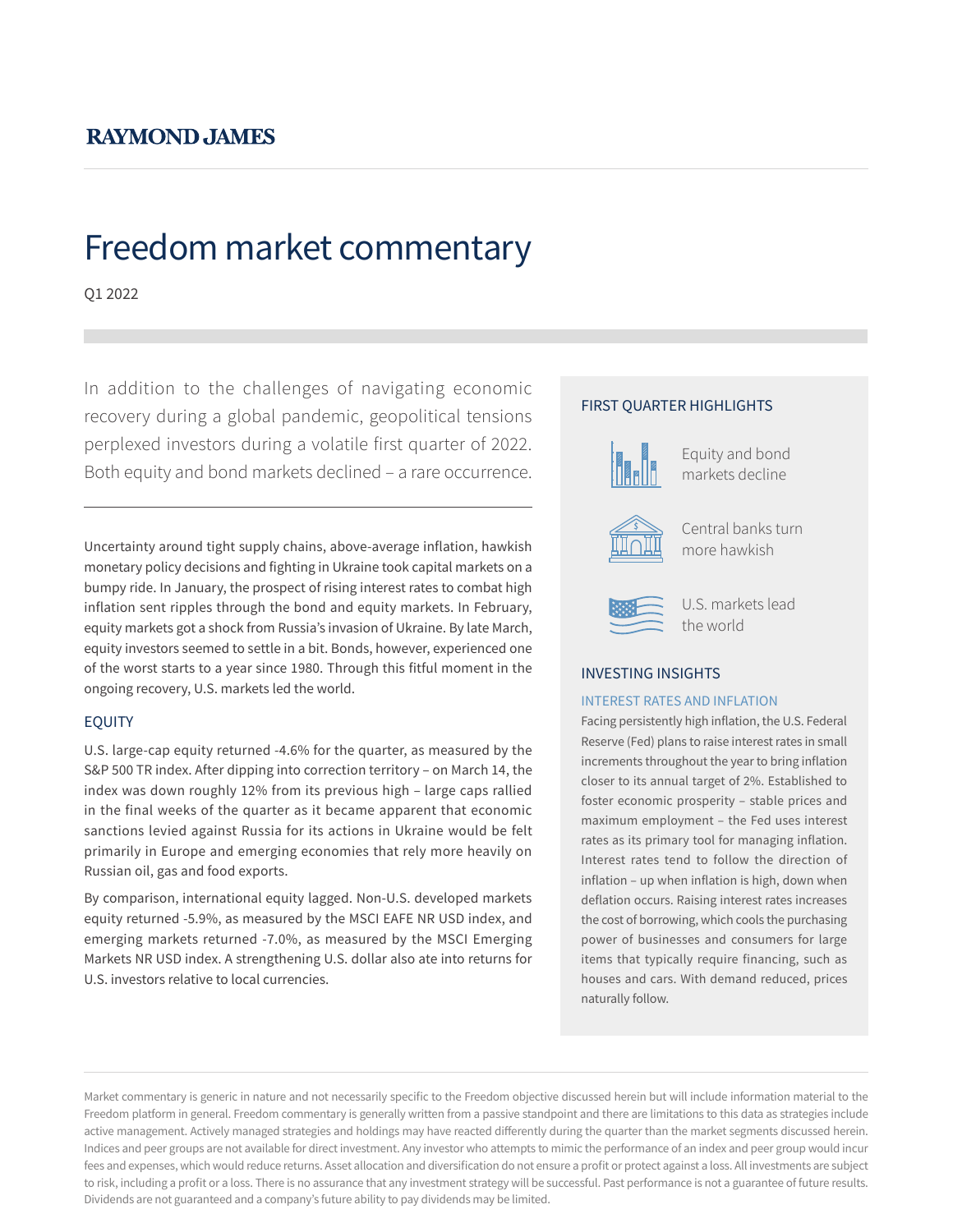RAYMOND JAMES

# Freedom market commentary

Q1 2022

In addition to the challenges of navigating economic recovery during a global pandemic, geopolitical tensions perplexed investors during a volatile first quarter of 2022. Both equity and bond markets declined – a rare occurrence.

Uncertainty around tight supply chains, above-average inflation, hawkish monetary policy decisions and fighting in Ukraine took capital markets on a bumpy ride. In January, the prospect of rising interest rates to combat high inflation sent ripples through the bond and equity markets. In February, equity markets got a shock from Russia's invasion of Ukraine. By late March, equity investors seemed to settle in a bit. Bonds, however, experienced one of the worst starts to a year since 1980. Through this fitful moment in the ongoing recovery, U.S. markets led the world.

## EQUITY

U.S. large-cap equity returned -4.6% for the quarter, as measured by the S&P 500 TR index. After dipping into correction territory – on March 14, the index was down roughly 12% from its previous high – large caps rallied in the final weeks of the quarter as it became apparent that economic sanctions levied against Russia for its actions in Ukraine would be felt primarily in Europe and emerging economies that rely more heavily on Russian oil, gas and food exports.

By comparison, international equity lagged. Non-U.S. developed markets equity returned -5.9%, as measured by the MSCI EAFE NR USD index, and emerging markets returned -7.0%, as measured by the MSCI Emerging Markets NR USD index. A strengthening U.S. dollar also ate into returns for U.S. investors relative to local currencies.

## FIRST QUARTER HIGHLIGHTS

- Equity and bond markets decline
- Central banks turn more hawkish
- U.S. markets lead the world

## INVESTING INSIGHTS

### INTEREST RATES AND INFLATION

Facing persistently high inflation, the U.S. Federal Reserve (Fed) plans to raise interest rates in small increments throughout the year to bring inflation closer to its annual target of 2%. Established to foster economic prosperity – stable prices and maximum employment – the Fed uses interest rates as its primary tool for managing inflation. Interest rates tend to follow the direction of inflation – up when inflation is high, down when deflation occurs. Raising interest rates increases the cost of borrowing, which cools the purchasing power of businesses and consumers for large items that typically require financing, such as houses and cars. With demand reduced, prices naturally follow.

Market commentary is generic in nature and not necessarily specific to the Freedom objective discussed herein but will include information material to the Freedom platform in general. Freedom commentary is generally written from a passive standpoint and there are limitations to this data as strategies include active management. Actively managed strategies and holdings may have reacted differently during the quarter than the market segments discussed herein. Indices and peer groups are not available for direct investment. Any investor who attempts to mimic the performance of an index and peer group would incur fees and expenses, which would reduce returns. Asset allocation and diversification do not ensure a profit or protect against a loss. All investments are subject to risk, including a profit or a loss. There is no assurance that any investment strategy will be successful. Past performance is not a guarantee of future results. Dividends are not guaranteed and a company's future ability to pay dividends may be limited.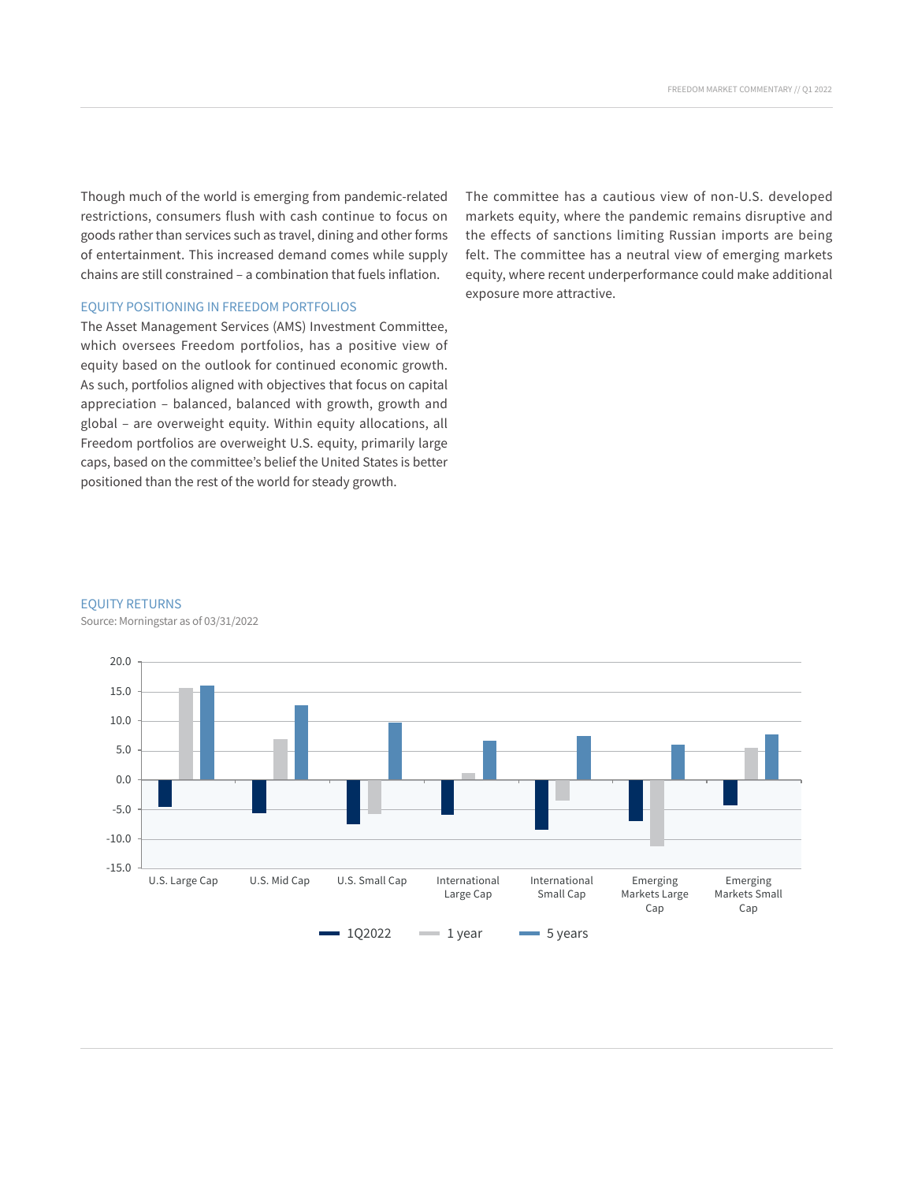Though much of the world is emerging from pandemic-related restrictions, consumers flush with cash continue to focus on goods rather than services such as travel, dining and other forms of entertainment. This increased demand comes while supply chains are still constrained – a combination that fuels inflation.

### EQUITY POSITIONING IN FREEDOM PORTFOLIOS

The Asset Management Services (AMS) Investment Committee, which oversees Freedom portfolios, has a positive view of equity based on the outlook for continued economic growth. As such, portfolios aligned with objectives that focus on capital appreciation – balanced, balanced with growth, growth and global – are overweight equity. Within equity allocations, all Freedom portfolios are overweight U.S. equity, primarily large caps, based on the committee's belief the United States is better positioned than the rest of the world for steady growth.

The committee has a cautious view of non-U.S. developed markets equity, where the pandemic remains disruptive and the effects of sanctions limiting Russian imports are being felt. The committee has a neutral view of emerging markets equity, where recent underperformance could make additional exposure more attractive.

### EQUITY RETURNS

Source: Morningstar as of 03/31/2022

| | 1Q2022 | 1 year | 5 years |
|---|---|---|---|
| U.S. Large Cap | -4.6 | 15.6 | 16.0 |
| U.S. Mid Cap | -5.7 | 6.9 | 12.6 |
| U.S. Small Cap | -7.5 | -5.8 | 9.7 |
| International Large Cap | -5.9 | 1.1 | 6.7 |
| International Small Cap | -8.5 | -3.6 | 7.4 |
| Emerging Markets Large Cap | -7.0 | -11.4 | 6.0 |
| Emerging Markets Small Cap | -4.3 | 5.4 | 7.7 |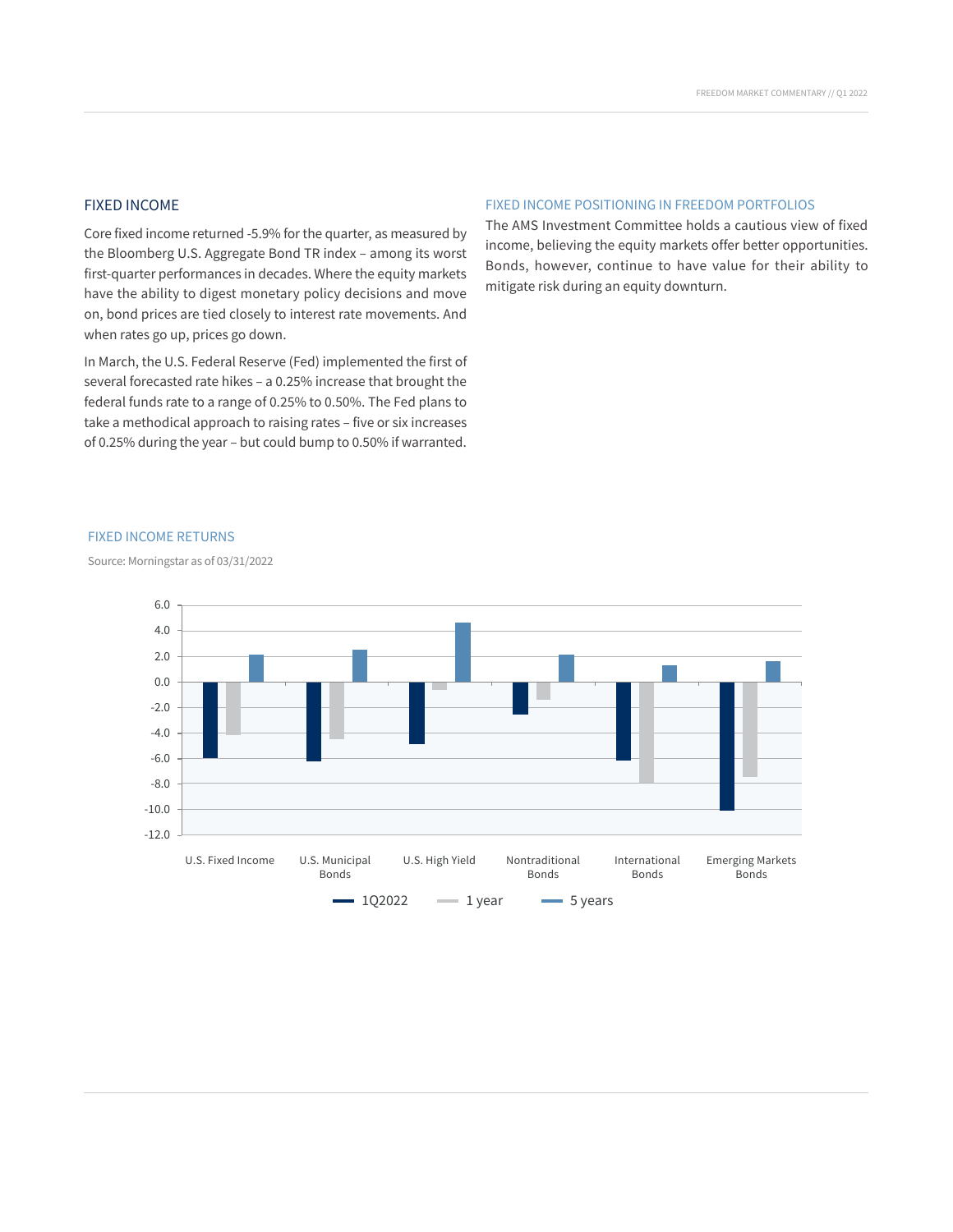## FIXED INCOME

Core fixed income returned -5.9% for the quarter, as measured by the Bloomberg U.S. Aggregate Bond TR index – among its worst first-quarter performances in decades. Where the equity markets have the ability to digest monetary policy decisions and move on, bond prices are tied closely to interest rate movements. And when rates go up, prices go down.

In March, the U.S. Federal Reserve (Fed) implemented the first of several forecasted rate hikes – a 0.25% increase that brought the federal funds rate to a range of 0.25% to 0.50%. The Fed plans to take a methodical approach to raising rates – five or six increases of 0.25% during the year – but could bump to 0.50% if warranted.

### FIXED INCOME POSITIONING IN FREEDOM PORTFOLIOS

The AMS Investment Committee holds a cautious view of fixed income, believing the equity markets offer better opportunities. Bonds, however, continue to have value for their ability to mitigate risk during an equity downturn.

### FIXED INCOME RETURNS

Source: Morningstar as of 03/31/2022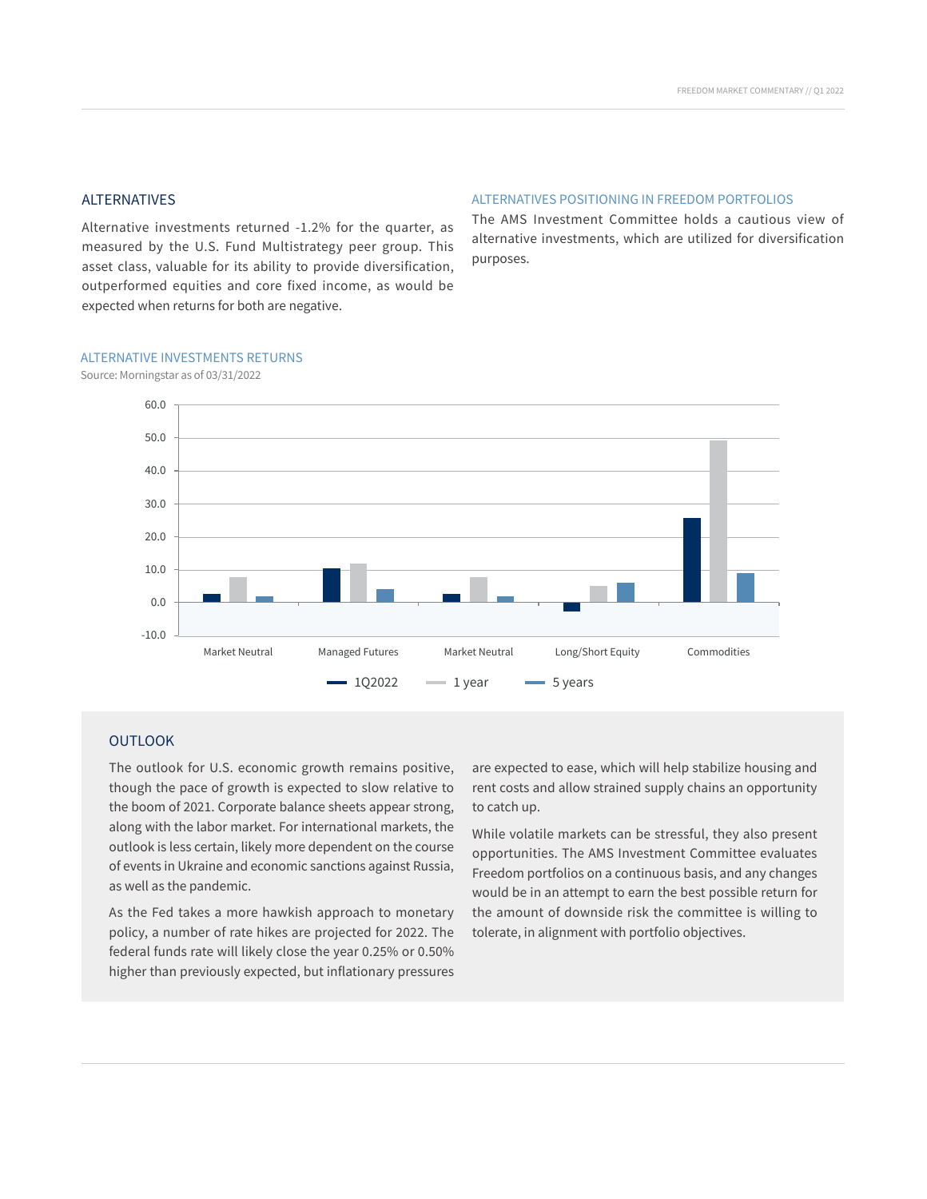## ALTERNATIVES

Alternative investments returned -1.2% for the quarter, as measured by the U.S. Fund Multistrategy peer group. This asset class, valuable for its ability to provide diversification, outperformed equities and core fixed income, as would be expected when returns for both are negative.

### ALTERNATIVES POSITIONING IN FREEDOM PORTFOLIOS

The AMS Investment Committee holds a cautious view of alternative investments, which are utilized for diversification purposes.

### ALTERNATIVE INVESTMENTS RETURNS

Source: Morningstar as of 03/31/2022

## OUTLOOK

The outlook for U.S. economic growth remains positive, though the pace of growth is expected to slow relative to the boom of 2021. Corporate balance sheets appear strong, along with the labor market. For international markets, the outlook is less certain, likely more dependent on the course of events in Ukraine and economic sanctions against Russia, as well as the pandemic.

As the Fed takes a more hawkish approach to monetary policy, a number of rate hikes are projected for 2022. The federal funds rate will likely close the year 0.25% or 0.50% higher than previously expected, but inflationary pressures are expected to ease, which will help stabilize housing and rent costs and allow strained supply chains an opportunity to catch up.

While volatile markets can be stressful, they also present opportunities. The AMS Investment Committee evaluates Freedom portfolios on a continuous basis, and any changes would be in an attempt to earn the best possible return for the amount of downside risk the committee is willing to tolerate, in alignment with portfolio objectives.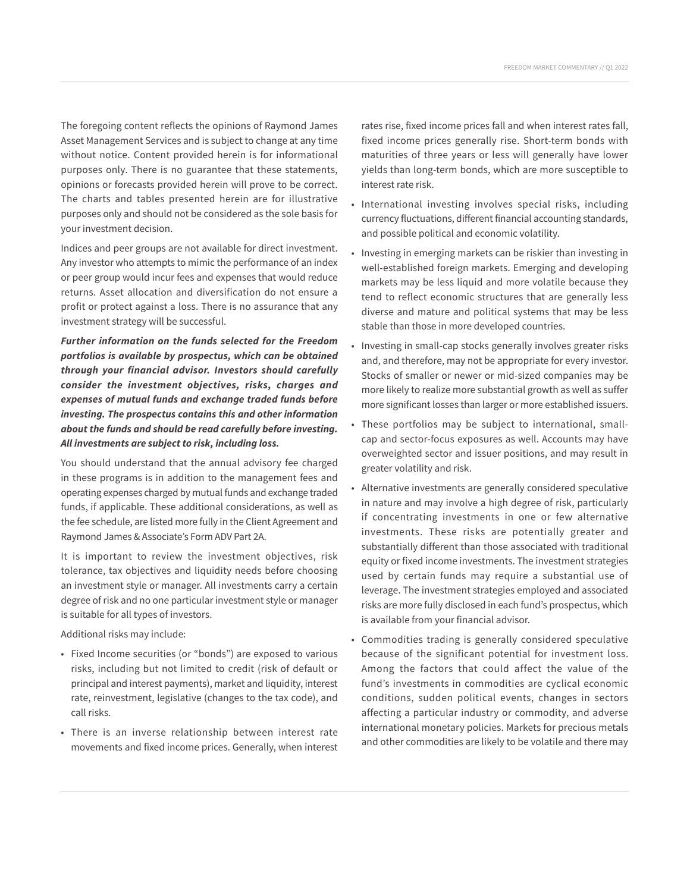The foregoing content reflects the opinions of Raymond James Asset Management Services and is subject to change at any time without notice. Content provided herein is for informational purposes only. There is no guarantee that these statements, opinions or forecasts provided herein will prove to be correct. The charts and tables presented herein are for illustrative purposes only and should not be considered as the sole basis for your investment decision.

Indices and peer groups are not available for direct investment. Any investor who attempts to mimic the performance of an index or peer group would incur fees and expenses that would reduce returns. Asset allocation and diversification do not ensure a profit or protect against a loss. There is no assurance that any investment strategy will be successful.

***Further information on the funds selected for the Freedom portfolios is available by prospectus, which can be obtained through your financial advisor. Investors should carefully consider the investment objectives, risks, charges and expenses of mutual funds and exchange traded funds before investing. The prospectus contains this and other information about the funds and should be read carefully before investing. All investments are subject to risk, including loss.***

You should understand that the annual advisory fee charged in these programs is in addition to the management fees and operating expenses charged by mutual funds and exchange traded funds, if applicable. These additional considerations, as well as the fee schedule, are listed more fully in the Client Agreement and Raymond James & Associate's Form ADV Part 2A.

It is important to review the investment objectives, risk tolerance, tax objectives and liquidity needs before choosing an investment style or manager. All investments carry a certain degree of risk and no one particular investment style or manager is suitable for all types of investors.

Additional risks may include:

- Fixed Income securities (or "bonds") are exposed to various risks, including but not limited to credit (risk of default or principal and interest payments), market and liquidity, interest rate, reinvestment, legislative (changes to the tax code), and call risks.
- There is an inverse relationship between interest rate movements and fixed income prices. Generally, when interest rates rise, fixed income prices fall and when interest rates fall, fixed income prices generally rise. Short-term bonds with maturities of three years or less will generally have lower yields than long-term bonds, which are more susceptible to interest rate risk.
- International investing involves special risks, including currency fluctuations, different financial accounting standards, and possible political and economic volatility.
- Investing in emerging markets can be riskier than investing in well-established foreign markets. Emerging and developing markets may be less liquid and more volatile because they tend to reflect economic structures that are generally less diverse and mature and political systems that may be less stable than those in more developed countries.
- Investing in small-cap stocks generally involves greater risks and, and therefore, may not be appropriate for every investor. Stocks of smaller or newer or mid-sized companies may be more likely to realize more substantial growth as well as suffer more significant losses than larger or more established issuers.
- These portfolios may be subject to international, small-cap and sector-focus exposures as well. Accounts may have overweighted sector and issuer positions, and may result in greater volatility and risk.
- Alternative investments are generally considered speculative in nature and may involve a high degree of risk, particularly if concentrating investments in one or few alternative investments. These risks are potentially greater and substantially different than those associated with traditional equity or fixed income investments. The investment strategies used by certain funds may require a substantial use of leverage. The investment strategies employed and associated risks are more fully disclosed in each fund's prospectus, which is available from your financial advisor.
- Commodities trading is generally considered speculative because of the significant potential for investment loss. Among the factors that could affect the value of the fund's investments in commodities are cyclical economic conditions, sudden political events, changes in sectors affecting a particular industry or commodity, and adverse international monetary policies. Markets for precious metals and other commodities are likely to be volatile and there may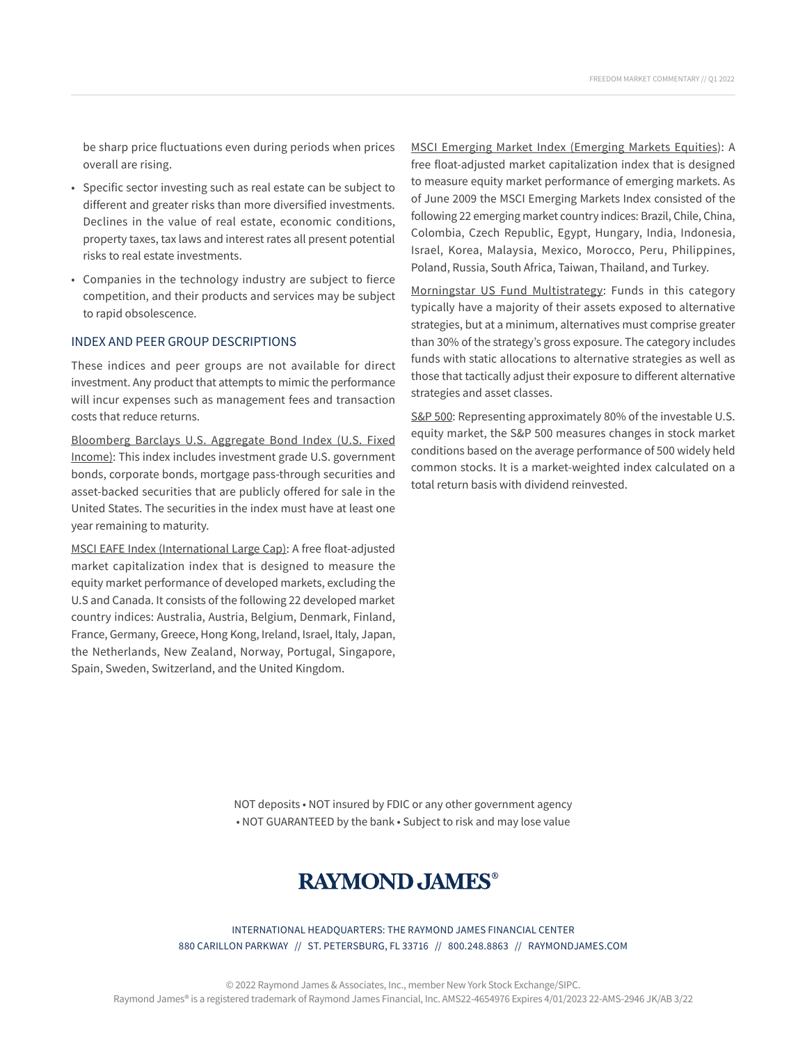be sharp price fluctuations even during periods when prices overall are rising.

- Specific sector investing such as real estate can be subject to different and greater risks than more diversified investments. Declines in the value of real estate, economic conditions, property taxes, tax laws and interest rates all present potential risks to real estate investments.
- Companies in the technology industry are subject to fierce competition, and their products and services may be subject to rapid obsolescence.

## INDEX AND PEER GROUP DESCRIPTIONS

These indices and peer groups are not available for direct investment. Any product that attempts to mimic the performance will incur expenses such as management fees and transaction costs that reduce returns.

Bloomberg Barclays U.S. Aggregate Bond Index (U.S. Fixed Income): This index includes investment grade U.S. government bonds, corporate bonds, mortgage pass-through securities and asset-backed securities that are publicly offered for sale in the United States. The securities in the index must have at least one year remaining to maturity.

MSCI EAFE Index (International Large Cap): A free float-adjusted market capitalization index that is designed to measure the equity market performance of developed markets, excluding the U.S and Canada. It consists of the following 22 developed market country indices: Australia, Austria, Belgium, Denmark, Finland, France, Germany, Greece, Hong Kong, Ireland, Israel, Italy, Japan, the Netherlands, New Zealand, Norway, Portugal, Singapore, Spain, Sweden, Switzerland, and the United Kingdom.

MSCI Emerging Market Index (Emerging Markets Equities): A free float-adjusted market capitalization index that is designed to measure equity market performance of emerging markets. As of June 2009 the MSCI Emerging Markets Index consisted of the following 22 emerging market country indices: Brazil, Chile, China, Colombia, Czech Republic, Egypt, Hungary, India, Indonesia, Israel, Korea, Malaysia, Mexico, Morocco, Peru, Philippines, Poland, Russia, South Africa, Taiwan, Thailand, and Turkey.

Morningstar US Fund Multistrategy: Funds in this category typically have a majority of their assets exposed to alternative strategies, but at a minimum, alternatives must comprise greater than 30% of the strategy's gross exposure. The category includes funds with static allocations to alternative strategies as well as those that tactically adjust their exposure to different alternative strategies and asset classes.

S&P 500: Representing approximately 80% of the investable U.S. equity market, the S&P 500 measures changes in stock market conditions based on the average performance of 500 widely held common stocks. It is a market-weighted index calculated on a total return basis with dividend reinvested.

NOT deposits • NOT insured by FDIC or any other government agency • NOT GUARANTEED by the bank • Subject to risk and may lose value

RAYMOND JAMES®

INTERNATIONAL HEADQUARTERS: THE RAYMOND JAMES FINANCIAL CENTER
880 CARILLON PARKWAY // ST. PETERSBURG, FL 33716 // 800.248.8863 // RAYMONDJAMES.COM

© 2022 Raymond James & Associates, Inc., member New York Stock Exchange/SIPC.
Raymond James® is a registered trademark of Raymond James Financial, Inc. AMS22-4654976 Expires 4/01/2023 22-AMS-2946 JK/AB 3/22